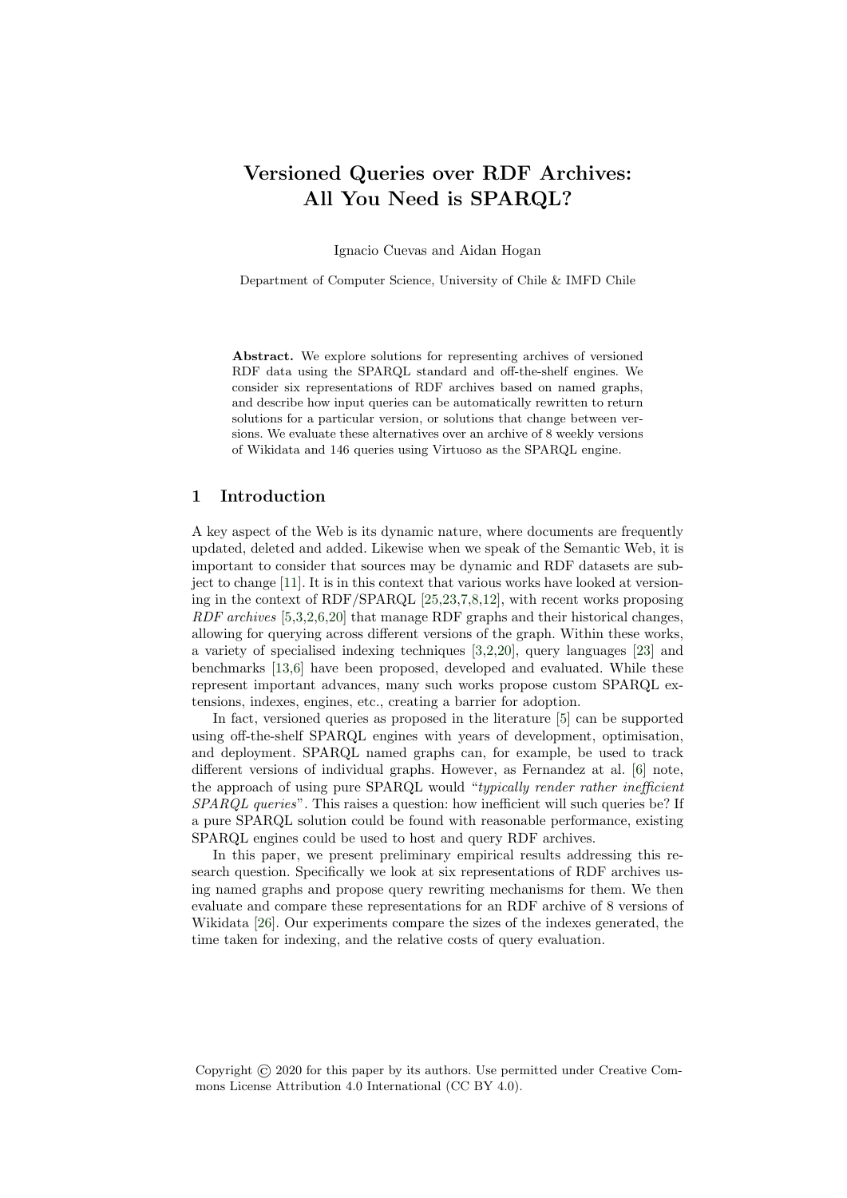# Versioned Queries over RDF Archives: All You Need is SPARQL?

Ignacio Cuevas and Aidan Hogan

Department of Computer Science, University of Chile & IMFD Chile

**Abstract.** We explore solutions for representing archives of versioned RDF data using the SPARQL standard and off-the-shelf engines. We consider six representations of RDF archives based on named graphs, and describe how input queries can be automatically rewritten to return solutions for a particular version, or solutions that change between versions. We evaluate these alternatives over an archive of 8 weekly versions of Wikidata and 146 queries using Virtuoso as the SPARQL engine.

## 1 Introduction

A key aspect of the Web is its dynamic nature, where documents are frequently updated, deleted and added. Likewise when we speak of the Semantic Web, it is important to consider that sources may be dynamic and RDF datasets are subject to change [11]. It is in this context that various works have looked at versioning in the context of RDF/SPARQL [25,23,7,8,12], with recent works proposing *RDF archives* [5,3,2,6,20] that manage RDF graphs and their historical changes, allowing for querying across different versions of the graph. Within these works, a variety of specialised indexing techniques [3,2,20], query languages [23] and benchmarks [13,6] have been proposed, developed and evaluated. While these represent important advances, many such works propose custom SPARQL extensions, indexes, engines, etc., creating a barrier for adoption.

In fact, versioned queries as proposed in the literature [5] can be supported using off-the-shelf SPARQL engines with years of development, optimisation, and deployment. SPARQL named graphs can, for example, be used to track different versions of individual graphs. However, as Fernandez at al. [6] note, the approach of using pure SPARQL would "*typically render rather inefficient SPARQL queries*". This raises a question: how inefficient will such queries be? If a pure SPARQL solution could be found with reasonable performance, existing SPARQL engines could be used to host and query RDF archives.

In this paper, we present preliminary empirical results addressing this research question. Specifically we look at six representations of RDF archives using named graphs and propose query rewriting mechanisms for them. We then evaluate and compare these representations for an RDF archive of 8 versions of Wikidata [26]. Our experiments compare the sizes of the indexes generated, the time taken for indexing, and the relative costs of query evaluation.

Copyright © 2020 for this paper by its authors. Use permitted under Creative Commons License Attribution 4.0 International (CC BY 4.0).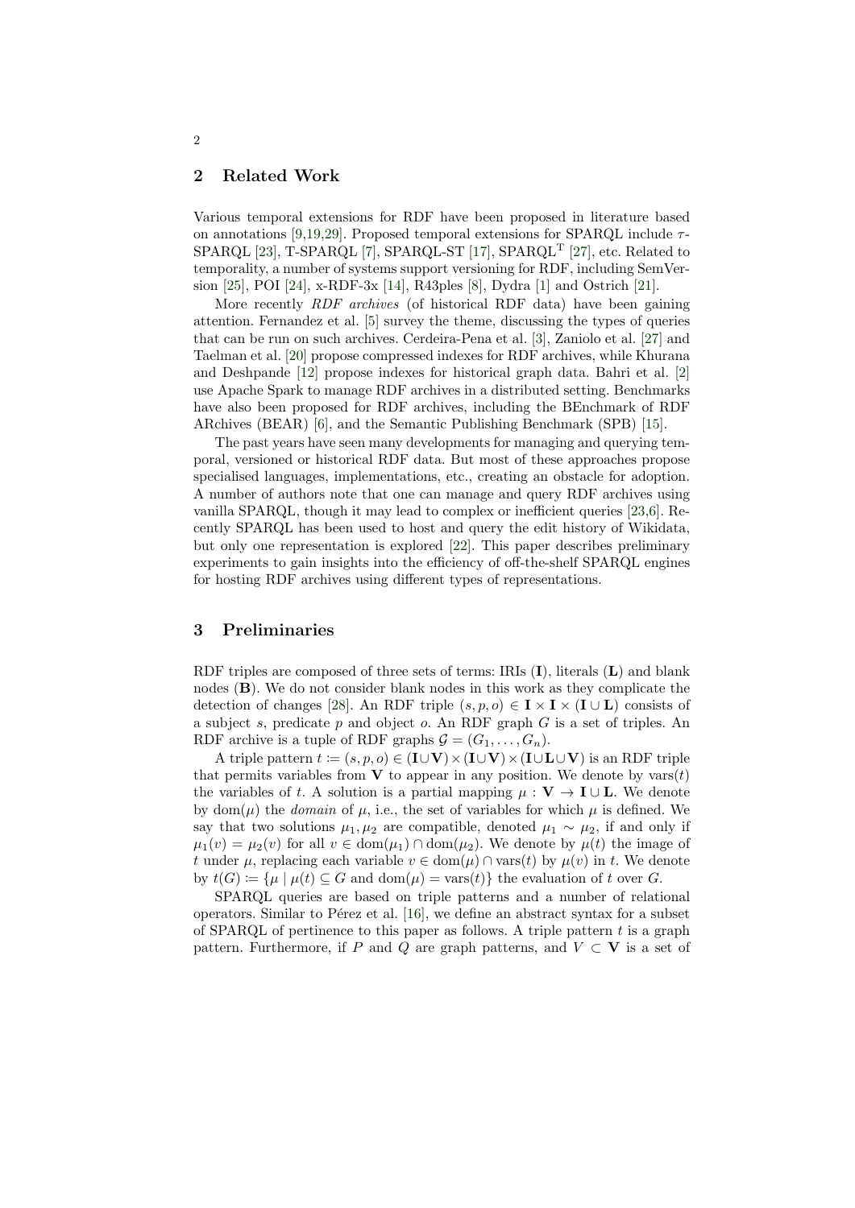## 2 Related Work

Various temporal extensions for RDF have been proposed in literature based on annotations [9,19,29]. Proposed temporal extensions for SPARQL include $\tau$-SPARQL [23], T-SPARQL [7], SPARQL-ST [17], SPARQL$^{\mathrm{T}}$ [27], etc. Related to temporality, a number of systems support versioning for RDF, including SemVersion [25], POI [24], x-RDF-3x [14], R43ples [8], Dydra [1] and Ostrich [21].

More recently *RDF archives* (of historical RDF data) have been gaining attention. Fernandez et al. [5] survey the theme, discussing the types of queries that can be run on such archives. Cerdeira-Pena et al. [3], Zaniolo et al. [27] and Taelman et al. [20] propose compressed indexes for RDF archives, while Khurana and Deshpande [12] propose indexes for historical graph data. Bahri et al. [2] use Apache Spark to manage RDF archives in a distributed setting. Benchmarks have also been proposed for RDF archives, including the BEnchmark of RDF ARchives (BEAR) [6], and the Semantic Publishing Benchmark (SPB) [15].

The past years have seen many developments for managing and querying temporal, versioned or historical RDF data. But most of these approaches propose specialised languages, implementations, etc., creating an obstacle for adoption. A number of authors note that one can manage and query RDF archives using vanilla SPARQL, though it may lead to complex or inefficient queries [23,6]. Recently SPARQL has been used to host and query the edit history of Wikidata, but only one representation is explored [22]. This paper describes preliminary experiments to gain insights into the efficiency of off-the-shelf SPARQL engines for hosting RDF archives using different types of representations.

## 3 Preliminaries

RDF triples are composed of three sets of terms: IRIs ($\mathbf{I}$), literals ($\mathbf{L}$) and blank nodes ($\mathbf{B}$). We do not consider blank nodes in this work as they complicate the detection of changes [28]. An RDF triple $(s,p,o) \in \mathbf{I} \times \mathbf{I} \times (\mathbf{I} \cup \mathbf{L})$ consists of a subject $s$, predicate $p$ and object $o$. An RDF graph $G$ is a set of triples. An RDF archive is a tuple of RDF graphs $\mathcal{G} = (G_1, \ldots, G_n)$.

A triple pattern $t \coloneqq (s,p,o) \in (\mathbf{I} \cup \mathbf{V}) \times (\mathbf{I} \cup \mathbf{V}) \times (\mathbf{I} \cup \mathbf{L} \cup \mathbf{V})$ is an RDF triple that permits variables from $\mathbf{V}$ to appear in any position. We denote by $\mathrm{vars}(t)$ the variables of $t$. A solution is a partial mapping $\mu : \mathbf{V} \to \mathbf{I} \cup \mathbf{L}$. We denote by $\mathrm{dom}(\mu)$ the *domain* of $\mu$, i.e., the set of variables for which $\mu$ is defined. We say that two solutions $\mu_1, \mu_2$ are compatible, denoted $\mu_1 \sim \mu_2$, if and only if $\mu_1(v) = \mu_2(v)$ for all $v \in \mathrm{dom}(\mu_1) \cap \mathrm{dom}(\mu_2)$. We denote by $\mu(t)$ the image of $t$ under $\mu$, replacing each variable $v \in \mathrm{dom}(\mu) \cap \mathrm{vars}(t)$ by $\mu(v)$ in $t$. We denote by $t(G) \coloneqq \{\mu \mid \mu(t) \subseteq G \text{ and } \mathrm{dom}(\mu) = \mathrm{vars}(t)\}$ the evaluation of $t$ over $G$.

SPARQL queries are based on triple patterns and a number of relational operators. Similar to Pérez et al. [16], we define an abstract syntax for a subset of SPARQL of pertinence to this paper as follows. A triple pattern $t$ is a graph pattern. Furthermore, if $P$ and $Q$ are graph patterns, and $V \subset \mathbf{V}$ is a set of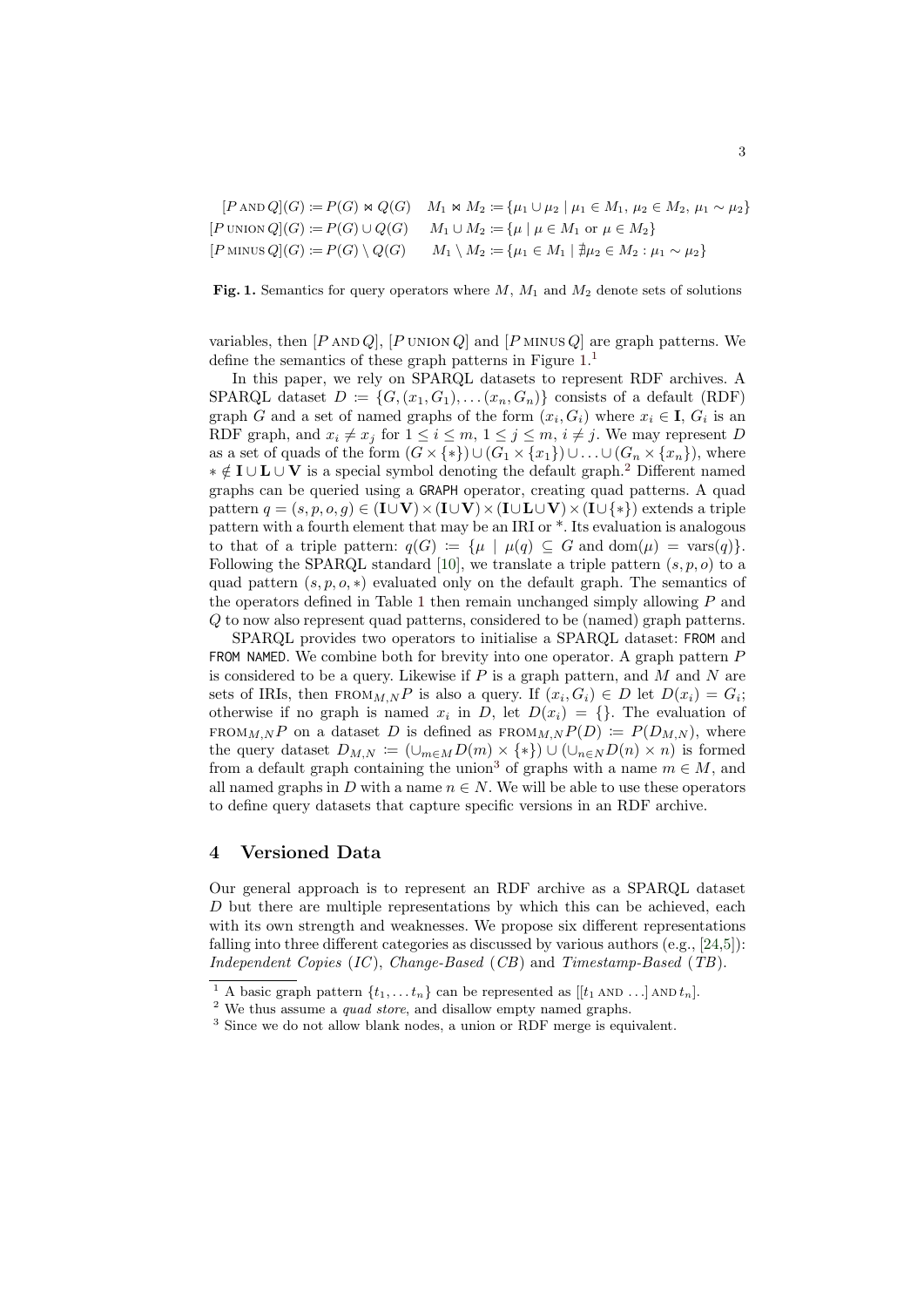$$[P \text{ AND } Q](G) \coloneqq P(G) \bowtie Q(G) \quad M_1 \bowtie M_2 \coloneqq \{\mu_1 \cup \mu_2 \mid \mu_1 \in M_1,\, \mu_2 \in M_2,\, \mu_1 \sim \mu_2\}$$

$$[P \text{ UNION } Q](G) \coloneqq P(G) \cup Q(G) \quad M_1 \cup M_2 \coloneqq \{\mu \mid \mu \in M_1 \text{ or } \mu \in M_2\}$$

$$[P \text{ MINUS } Q](G) \coloneqq P(G) \setminus Q(G) \quad M_1 \setminus M_2 \coloneqq \{\mu_1 \in M_1 \mid \nexists \mu_2 \in M_2 : \mu_1 \sim \mu_2\}$$

**Fig. 1.** Semantics for query operators where $M$, $M_1$ and $M_2$ denote sets of solutions

variables, then $[P \text{ AND } Q]$, $[P \text{ UNION } Q]$ and $[P \text{ MINUS } Q]$ are graph patterns. We define the semantics of these graph patterns in Figure 1.[1]

In this paper, we rely on SPARQL datasets to represent RDF archives. A SPARQL dataset $D \coloneqq \{G, (x_1, G_1), \ldots (x_n, G_n)\}$ consists of a default (RDF) graph $G$ and a set of named graphs of the form $(x_i, G_i)$ where $x_i \in \mathbf{I}$, $G_i$ is an RDF graph, and $x_i \neq x_j$ for $1 \leq i \leq m$, $1 \leq j \leq m$, $i \neq j$. We may represent $D$ as a set of quads of the form $(G \times \{*\}) \cup (G_1 \times \{x_1\}) \cup \ldots \cup (G_n \times \{x_n\})$, where $* \notin \mathbf{I} \cup \mathbf{L} \cup \mathbf{V}$ is a special symbol denoting the default graph.[2] Different named graphs can be queried using a `GRAPH` operator, creating quad patterns. A quad pattern $q = (s, p, o, g) \in (\mathbf{I} \cup \mathbf{V}) \times (\mathbf{I} \cup \mathbf{V}) \times (\mathbf{I} \cup \mathbf{L} \cup \mathbf{V}) \times (\mathbf{I} \cup \{*\})$ extends a triple pattern with a fourth element that may be an IRI or *. Its evaluation is analogous to that of a triple pattern: $q(G) \coloneqq \{\mu \mid \mu(q) \subseteq G \text{ and } \mathrm{dom}(\mu) = \mathrm{vars}(q)\}$. Following the SPARQL standard [10], we translate a triple pattern $(s, p, o)$ to a quad pattern $(s, p, o, *)$ evaluated only on the default graph. The semantics of the operators defined in Table 1 then remain unchanged simply allowing $P$ and $Q$ to now also represent quad patterns, considered to be (named) graph patterns.

SPARQL provides two operators to initialise a SPARQL dataset: `FROM` and `FROM NAMED`. We combine both for brevity into one operator. A graph pattern $P$ is considered to be a query. Likewise if $P$ is a graph pattern, and $M$ and $N$ are sets of IRIs, then $\text{FROM}_{M,N} P$ is also a query. If $(x_i, G_i) \in D$ let $D(x_i) = G_i$; otherwise if no graph is named $x_i$ in $D$, let $D(x_i) = \{\}$. The evaluation of $\text{FROM}_{M,N} P$ on a dataset $D$ is defined as $\text{FROM}_{M,N} P(D) \coloneqq P(D_{M,N})$, where the query dataset $D_{M,N} \coloneqq (\cup_{m \in M} D(m) \times \{*\}) \cup (\cup_{n \in N} D(n) \times n)$ is formed from a default graph containing the union[3] of graphs with a name $m \in M$, and all named graphs in $D$ with a name $n \in N$. We will be able to use these operators to define query datasets that capture specific versions in an RDF archive.

## 4 Versioned Data

Our general approach is to represent an RDF archive as a SPARQL dataset $D$ but there are multiple representations by which this can be achieved, each with its own strength and weaknesses. We propose six different representations falling into three different categories as discussed by various authors (e.g., [24,5]): *Independent Copies* (*IC*), *Change-Based* (*CB*) and *Timestamp-Based* (*TB*).

---

[1] A basic graph pattern $\{t_1, \ldots t_n\}$ can be represented as $[[t_1 \text{ AND } \ldots] \text{ AND } t_n]$.

[2] We thus assume a *quad store*, and disallow empty named graphs.

[3] Since we do not allow blank nodes, a union or RDF merge is equivalent.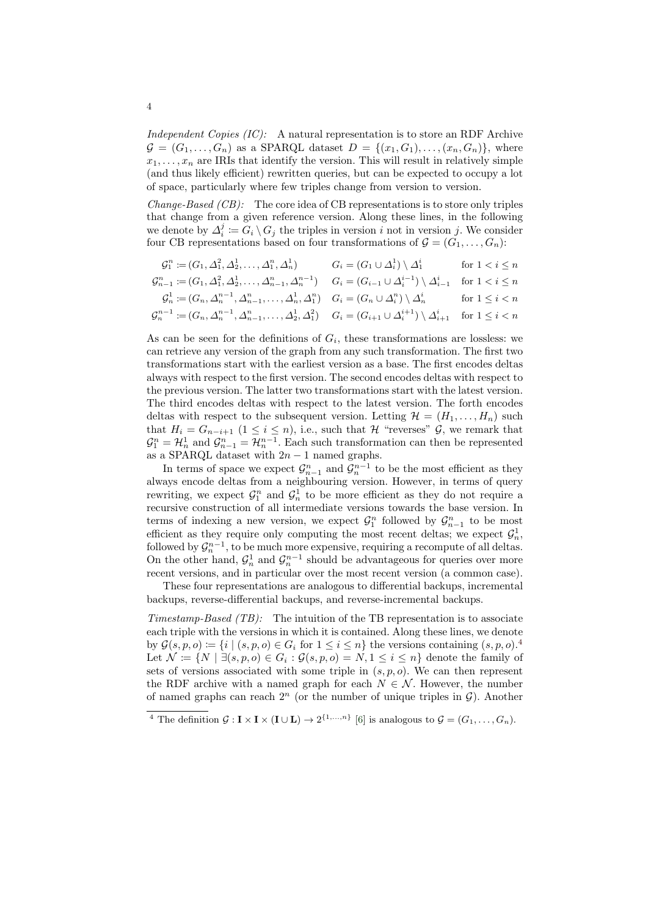*Independent Copies (IC):* A natural representation is to store an RDF Archive $\mathcal{G} = (G_1, \ldots, G_n)$ as a SPARQL dataset $D = \{(x_1, G_1), \ldots, (x_n, G_n)\}$, where $x_1, \ldots, x_n$ are IRIs that identify the version. This will result in relatively simple (and thus likely efficient) rewritten queries, but can be expected to occupy a lot of space, particularly where few triples change from version to version.

*Change-Based (CB):* The core idea of CB representations is to store only triples that change from a given reference version. Along these lines, in the following we denote by $\Delta_i^j := G_i \setminus G_j$ the triples in version $i$ not in version $j$. We consider four CB representations based on four transformations of $\mathcal{G} = (G_1, \ldots, G_n)$:

$$
\begin{array}{rll}
\mathcal{G}_1^n := (G_1, \Delta_1^2, \Delta_2^1, \ldots, \Delta_1^n, \Delta_n^1) & G_i = (G_1 \cup \Delta_i^1) \setminus \Delta_1^i & \text{for } 1 < i \leq n \\
\mathcal{G}_{n-1}^n := (G_1, \Delta_1^2, \Delta_2^1, \ldots, \Delta_{n-1}^n, \Delta_n^{n-1}) & G_i = (G_{i-1} \cup \Delta_i^{i-1}) \setminus \Delta_{i-1}^i & \text{for } 1 < i \leq n \\
\mathcal{G}_n^1 := (G_n, \Delta_n^{n-1}, \Delta_{n-1}^n, \ldots, \Delta_n^1, \Delta_1^n) & G_i = (G_n \cup \Delta_i^n) \setminus \Delta_n^i & \text{for } 1 \leq i < n \\
\mathcal{G}_n^{n-1} := (G_n, \Delta_n^{n-1}, \Delta_{n-1}^n, \ldots, \Delta_2^1, \Delta_1^2) & G_i = (G_{i+1} \cup \Delta_i^{i+1}) \setminus \Delta_{i+1}^i & \text{for } 1 \leq i < n
\end{array}
$$

As can be seen for the definitions of $G_i$, these transformations are lossless: we can retrieve any version of the graph from any such transformation. The first two transformations start with the earliest version as a base. The first encodes deltas always with respect to the first version. The second encodes deltas with respect to the previous version. The latter two transformations start with the latest version. The third encodes deltas with respect to the latest version. The forth encodes deltas with respect to the subsequent version. Letting $\mathcal{H} = (H_1, \ldots, H_n)$ such that $H_i = G_{n-i+1}$ $(1 \leq i \leq n)$, i.e., such that $\mathcal{H}$ "reverses" $\mathcal{G}$, we remark that $\mathcal{G}_1^n = \mathcal{H}_n^1$ and $\mathcal{G}_{n-1}^n = \mathcal{H}_n^{n-1}$. Each such transformation can then be represented as a SPARQL dataset with $2n - 1$ named graphs.

In terms of space we expect $\mathcal{G}_{n-1}^n$ and $\mathcal{G}_n^{n-1}$ to be the most efficient as they always encode deltas from a neighbouring version. However, in terms of query rewriting, we expect $\mathcal{G}_1^n$ and $\mathcal{G}_n^1$ to be more efficient as they do not require a recursive construction of all intermediate versions towards the base version. In terms of indexing a new version, we expect $\mathcal{G}_1^n$ followed by $\mathcal{G}_{n-1}^n$ to be most efficient as they require only computing the most recent deltas; we expect $\mathcal{G}_n^1$, followed by $\mathcal{G}_n^{n-1}$, to be much more expensive, requiring a recompute of all deltas. On the other hand, $\mathcal{G}_n^1$ and $\mathcal{G}_n^{n-1}$ should be advantageous for queries over more recent versions, and in particular over the most recent version (a common case).

These four representations are analogous to differential backups, incremental backups, reverse-differential backups, and reverse-incremental backups.

*Timestamp-Based (TB):* The intuition of the TB representation is to associate each triple with the versions in which it is contained. Along these lines, we denote by $\mathcal{G}(s, p, o) := \{i \mid (s, p, o) \in G_i \text{ for } 1 \leq i \leq n\}$ the versions containing $(s, p, o)$.[4] Let $\mathcal{N} := \{N \mid \exists (s, p, o) \in G_i : \mathcal{G}(s, p, o) = N, 1 \leq i \leq n\}$ denote the family of sets of versions associated with some triple in $(s, p, o)$. We can then represent the RDF archive with a named graph for each $N \in \mathcal{N}$. However, the number of named graphs can reach $2^n$ (or the number of unique triples in $\mathcal{G}$). Another

[4] The definition $\mathcal{G} : \mathbf{I} \times \mathbf{I} \times (\mathbf{I} \cup \mathbf{L}) \to 2^{\{1,\ldots,n\}}$ [6] is analogous to $\mathcal{G} = (G_1, \ldots, G_n)$.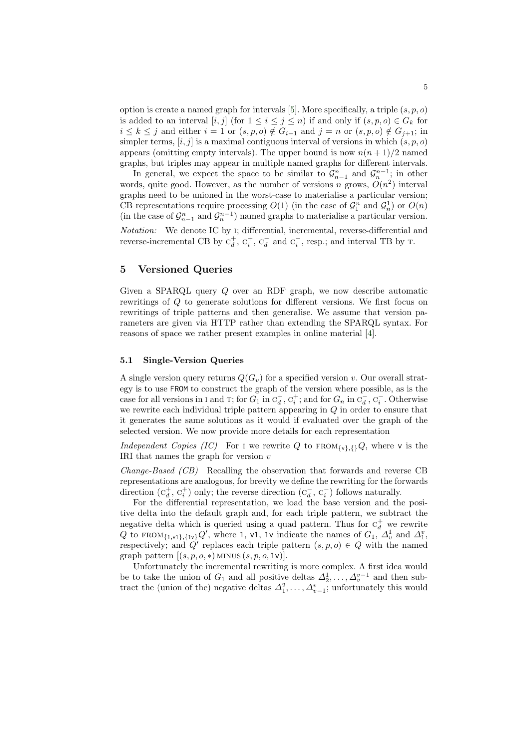option is create a named graph for intervals [5]. More specifically, a triple $(s, p, o)$ is added to an interval $[i, j]$ (for $1 \leq i \leq j \leq n$) if and only if $(s, p, o) \in G_k$ for $i \leq k \leq j$ and either $i = 1$ or $(s, p, o) \notin G_{i-1}$ and $j = n$ or $(s, p, o) \notin G_{j+1}$; in simpler terms, $[i, j]$ is a maximal contiguous interval of versions in which $(s, p, o)$ appears (omitting empty intervals). The upper bound is now $n(n + 1)/2$ named graphs, but triples may appear in multiple named graphs for different intervals.

In general, we expect the space to be similar to $\mathcal{G}^n_{n-1}$ and $\mathcal{G}^{n-1}_n$; in other words, quite good. However, as the number of versions $n$ grows, $O(n^2)$ interval graphs need to be unioned in the worst-case to materialise a particular version; CB representations require processing $O(1)$ (in the case of $\mathcal{G}^n_1$ and $\mathcal{G}^1_n$) or $O(n)$ (in the case of $\mathcal{G}^n_{n-1}$ and $\mathcal{G}^{n-1}_n$) named graphs to materialise a particular version.

*Notation:* We denote IC by I; differential, incremental, reverse-differential and reverse-incremental CB by $\text{C}^+_d$, $\text{C}^+_i$, $\text{C}^-_d$ and $\text{C}^-_i$, resp.; and interval TB by T.

## 5 Versioned Queries

Given a SPARQL query $Q$ over an RDF graph, we now describe automatic rewritings of $Q$ to generate solutions for different versions. We first focus on rewritings of triple patterns and then generalise. We assume that version parameters are given via HTTP rather than extending the SPARQL syntax. For reasons of space we rather present examples in online material [4].

### 5.1 Single-Version Queries

A single version query returns $Q(G_v)$ for a specified version $v$. Our overall strategy is to use `FROM` to construct the graph of the version where possible, as is the case for all versions in I and T; for $G_1$ in $\text{C}^+_d$, $\text{C}^+_i$; and for $G_n$ in $\text{C}^-_d$, $\text{C}^-_i$. Otherwise we rewrite each individual triple pattern appearing in $Q$ in order to ensure that it generates the same solutions as it would if evaluated over the graph of the selected version. We now provide more details for each representation

*Independent Copies (IC)* For I we rewrite $Q$ to $\text{FROM}_{\{\mathsf{v}\},\{\}}Q$, where $\mathsf{v}$ is the IRI that names the graph for version $v$

*Change-Based (CB)* Recalling the observation that forwards and reverse CB representations are analogous, for brevity we define the rewriting for the forwards direction ($\text{C}^+_d$, $\text{C}^+_i$) only; the reverse direction ($\text{C}^-_d$, $\text{C}^-_i$) follows naturally.

For the differential representation, we load the base version and the positive delta into the default graph and, for each triple pattern, we subtract the negative delta which is queried using a quad pattern. Thus for $\text{C}^+_d$ we rewrite $Q$ to $\text{FROM}_{\{\mathsf{1},\mathsf{v1}\},\{\mathsf{1v}\}}Q'$, where $\mathsf{1}$, $\mathsf{v1}$, $\mathsf{1v}$ indicate the names of $G_1$, $\Delta^1_v$ and $\Delta^v_1$, respectively; and $Q'$ replaces each triple pattern $(s, p, o) \in Q$ with the named graph pattern $[(s, p, o, *) \text{ MINUS } (s, p, o, \mathsf{1v})]$.

Unfortunately the incremental rewriting is more complex. A first idea would be to take the union of $G_1$ and all positive deltas $\Delta^1_2, \ldots, \Delta^{v-1}_v$ and then subtract the (union of the) negative deltas $\Delta^2_1, \ldots, \Delta^v_{v-1}$; unfortunately this would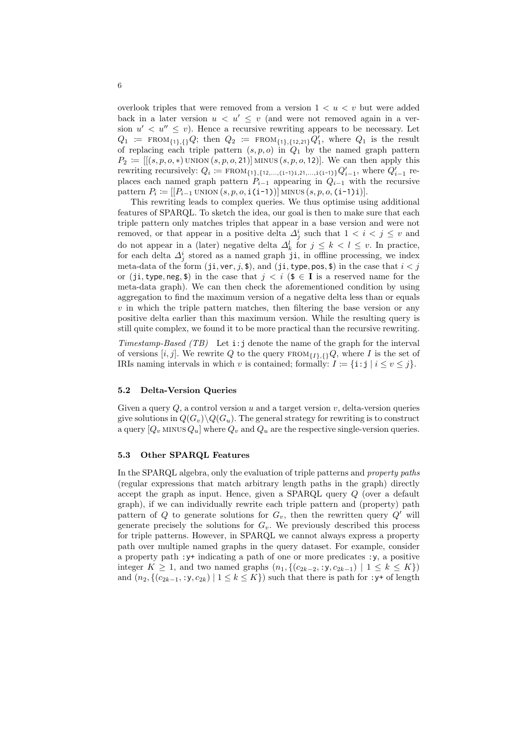overlook triples that were removed from a version $1 < u < v$ but were added back in a later version $u < u' \leq v$ (and were not removed again in a version $u' < u'' \leq v$). Hence a recursive rewriting appears to be necessary. Let $Q_1 := \text{FROM}_{\{1\},\{\}}Q$; then $Q_2 := \text{FROM}_{\{1\},\{12,21\}}Q'_1$, where $Q_1$ is the result of replacing each triple pattern $(s,p,o)$ in $Q_1$ by the named graph pattern $P_2 := [[(s,p,o,*) \text{ UNION } (s,p,o,\texttt{21})] \text{ MINUS } (s,p,o,\texttt{12})]$. We can then apply this rewriting recursively: $Q_i := \text{FROM}_{\{1\},\{12,\ldots,(\texttt{i-1})\texttt{i},21,\ldots,\texttt{i(i-1)}\}}Q'_{i-1}$, where $Q'_{i-1}$ replaces each named graph pattern $P_{i-1}$ appearing in $Q_{i-1}$ with the recursive pattern $P_i := [[P_{i-1} \text{ UNION } (s,p,o,\texttt{i(i-1)})] \text{ MINUS } (s,p,o,(\texttt{i-1})\texttt{i})]$.

This rewriting leads to complex queries. We thus optimise using additional features of SPARQL. To sketch the idea, our goal is then to make sure that each triple pattern only matches triples that appear in a base version and were not removed, or that appear in a positive delta $\Delta^i_j$ such that $1 < i < j \leq v$ and do not appear in a (later) negative delta $\Delta^l_k$ for $j \leq k < l \leq v$. In practice, for each delta $\Delta^i_j$ stored as a named graph $\texttt{ji}$, in offline processing, we index meta-data of the form $(\texttt{ji}, \texttt{ver}, j, \$)$, and $(\texttt{ji}, \texttt{type}, \texttt{pos}, \$)$ in the case that $i < j$ or $(\texttt{ji}, \texttt{type}, \texttt{neg}, \$)$ in the case that $j < i$ ($\$ \in \mathbf{I}$ is a reserved name for the meta-data graph). We can then check the aforementioned condition by using aggregation to find the maximum version of a negative delta less than or equals $v$ in which the triple pattern matches, then filtering the base version or any positive delta earlier than this maximum version. While the resulting query is still quite complex, we found it to be more practical than the recursive rewriting.

*Timestamp-Based (TB)* Let $\texttt{i:j}$ denote the name of the graph for the interval of versions $[i, j]$. We rewrite $Q$ to the query $\text{FROM}_{\{I\},\{\}}Q$, where $I$ is the set of IRIs naming intervals in which $v$ is contained; formally: $I := \{\texttt{i:j} \mid i \leq v \leq j\}$.

### 5.2 Delta-Version Queries

Given a query $Q$, a control version $u$ and a target version $v$, delta-version queries give solutions in $Q(G_v) \setminus Q(G_u)$. The general strategy for rewriting is to construct a query $[Q_v \text{ MINUS } Q_u]$ where $Q_v$ and $Q_u$ are the respective single-version queries.

### 5.3 Other SPARQL Features

In the SPARQL algebra, only the evaluation of triple patterns and *property paths* (regular expressions that match arbitrary length paths in the graph) directly accept the graph as input. Hence, given a SPARQL query $Q$ (over a default graph), if we can individually rewrite each triple pattern and (property) path pattern of $Q$ to generate solutions for $G_v$, then the rewritten query $Q'$ will generate precisely the solutions for $G_v$. We previously described this process for triple patterns. However, in SPARQL we cannot always express a property path over multiple named graphs in the query dataset. For example, consider a property path `:y+` indicating a path of one or more predicates `:y`, a positive integer $K \geq 1$, and two named graphs $(n_1, \{(c_{2k-2}, \texttt{:y}, c_{2k-1}) \mid 1 \leq k \leq K\})$ and $(n_2, \{(c_{2k-1}, \texttt{:y}, c_{2k}) \mid 1 \leq k \leq K\})$ such that there is path for `:y+` of length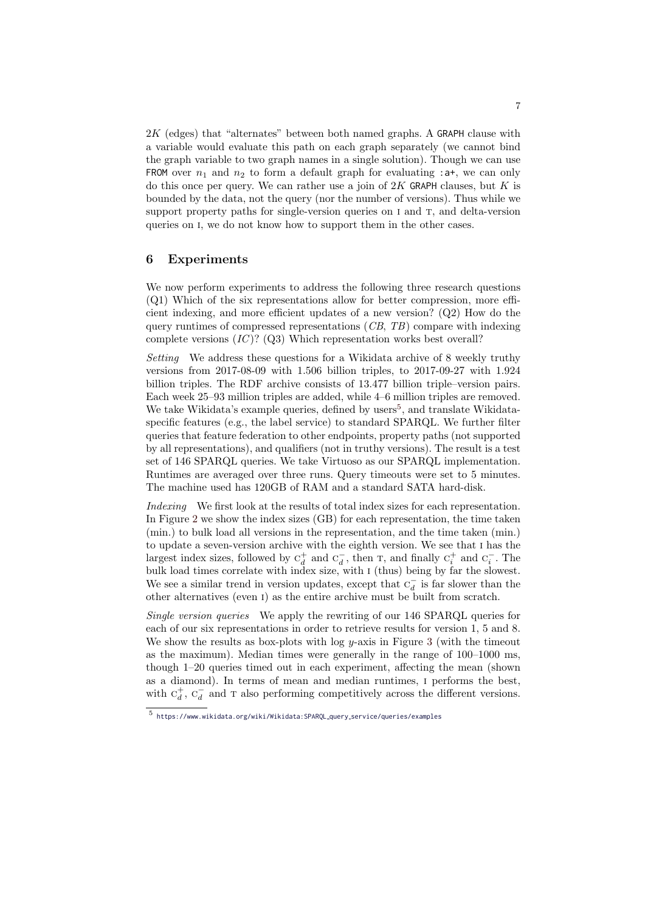$2K$ (edges) that "alternates" between both named graphs. A `GRAPH` clause with a variable would evaluate this path on each graph separately (we cannot bind the graph variable to two graph names in a single solution). Though we can use `FROM` over $n_1$ and $n_2$ to form a default graph for evaluating `:a+`, we can only do this once per query. We can rather use a join of $2K$ `GRAPH` clauses, but $K$ is bounded by the data, not the query (nor the number of versions). Thus while we support property paths for single-version queries on I and T, and delta-version queries on I, we do not know how to support them in the other cases.

## 6 Experiments

We now perform experiments to address the following three research questions (Q1) Which of the six representations allow for better compression, more efficient indexing, and more efficient updates of a new version? (Q2) How do the query runtimes of compressed representations (*CB*, *TB*) compare with indexing complete versions (*IC*)? (Q3) Which representation works best overall?

*Setting* We address these questions for a Wikidata archive of 8 weekly truthy versions from 2017-08-09 with 1.506 billion triples, to 2017-09-27 with 1.924 billion triples. The RDF archive consists of 13.477 billion triple–version pairs. Each week 25–93 million triples are added, while 4–6 million triples are removed. We take Wikidata's example queries, defined by users[5], and translate Wikidata-specific features (e.g., the label service) to standard SPARQL. We further filter queries that feature federation to other endpoints, property paths (not supported by all representations), and qualifiers (not in truthy versions). The result is a test set of 146 SPARQL queries. We take Virtuoso as our SPARQL implementation. Runtimes are averaged over three runs. Query timeouts were set to 5 minutes. The machine used has 120GB of RAM and a standard SATA hard-disk.

*Indexing* We first look at the results of total index sizes for each representation. In Figure 2 we show the index sizes (GB) for each representation, the time taken (min.) to bulk load all versions in the representation, and the time taken (min.) to update a seven-version archive with the eighth version. We see that I has the largest index sizes, followed by $\mathrm{C}_d^+$ and $\mathrm{C}_d^-$, then T, and finally $\mathrm{C}_i^+$ and $\mathrm{C}_i^-$. The bulk load times correlate with index size, with I (thus) being by far the slowest. We see a similar trend in version updates, except that $\mathrm{C}_d^-$ is far slower than the other alternatives (even I) as the entire archive must be built from scratch.

*Single version queries* We apply the rewriting of our 146 SPARQL queries for each of our six representations in order to retrieve results for version 1, 5 and 8. We show the results as box-plots with log $y$-axis in Figure 3 (with the timeout as the maximum). Median times were generally in the range of 100–1000 ms, though 1–20 queries timed out in each experiment, affecting the mean (shown as a diamond). In terms of mean and median runtimes, I performs the best, with $\mathrm{C}_d^+$, $\mathrm{C}_d^-$ and T also performing competitively across the different versions.

[5] https://www.wikidata.org/wiki/Wikidata:SPARQL_query_service/queries/examples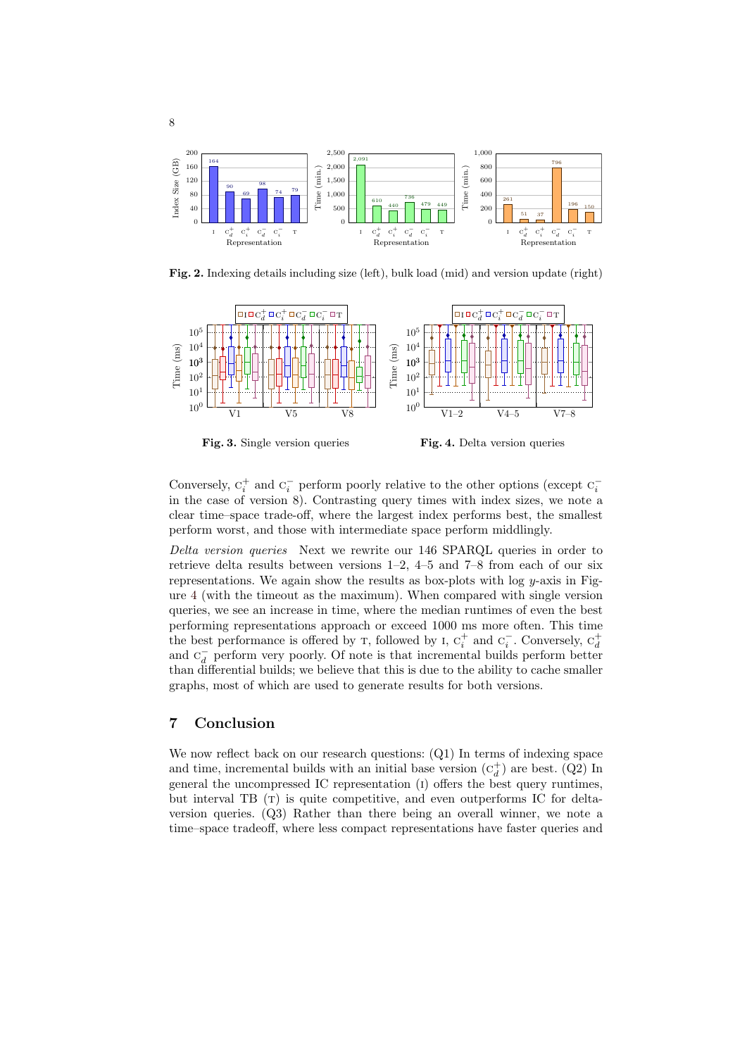Fig. 2. Indexing details including size (left), bulk load (mid) and version update (right)

Fig. 3. Single version queries

Fig. 4. Delta version queries

Conversely, $C_i^+$ and $C_i^-$ perform poorly relative to the other options (except $C_i^-$ in the case of version 8). Contrasting query times with index sizes, we note a clear time–space trade-off, where the largest index performs best, the smallest perform worst, and those with intermediate space perform middlingly.

*Delta version queries* Next we rewrite our 146 SPARQL queries in order to retrieve delta results between versions 1–2, 4–5 and 7–8 from each of our six representations. We again show the results as box-plots with log $y$-axis in Figure 4 (with the timeout as the maximum). When compared with single version queries, we see an increase in time, where the median runtimes of even the best performing representations approach or exceed 1000 ms more often. This time the best performance is offered by T, followed by I, $C_i^+$ and $C_i^-$. Conversely, $C_d^+$ and $C_d^-$ perform very poorly. Of note is that incremental builds perform better than differential builds; we believe that this is due to the ability to cache smaller graphs, most of which are used to generate results for both versions.

## 7 Conclusion

We now reflect back on our research questions: (Q1) In terms of indexing space and time, incremental builds with an initial base version ($C_d^+$) are best. (Q2) In general the uncompressed IC representation (I) offers the best query runtimes, but interval TB (T) is quite competitive, and even outperforms IC for delta-version queries. (Q3) Rather than there being an overall winner, we note a time–space tradeoff, where less compact representations have faster queries and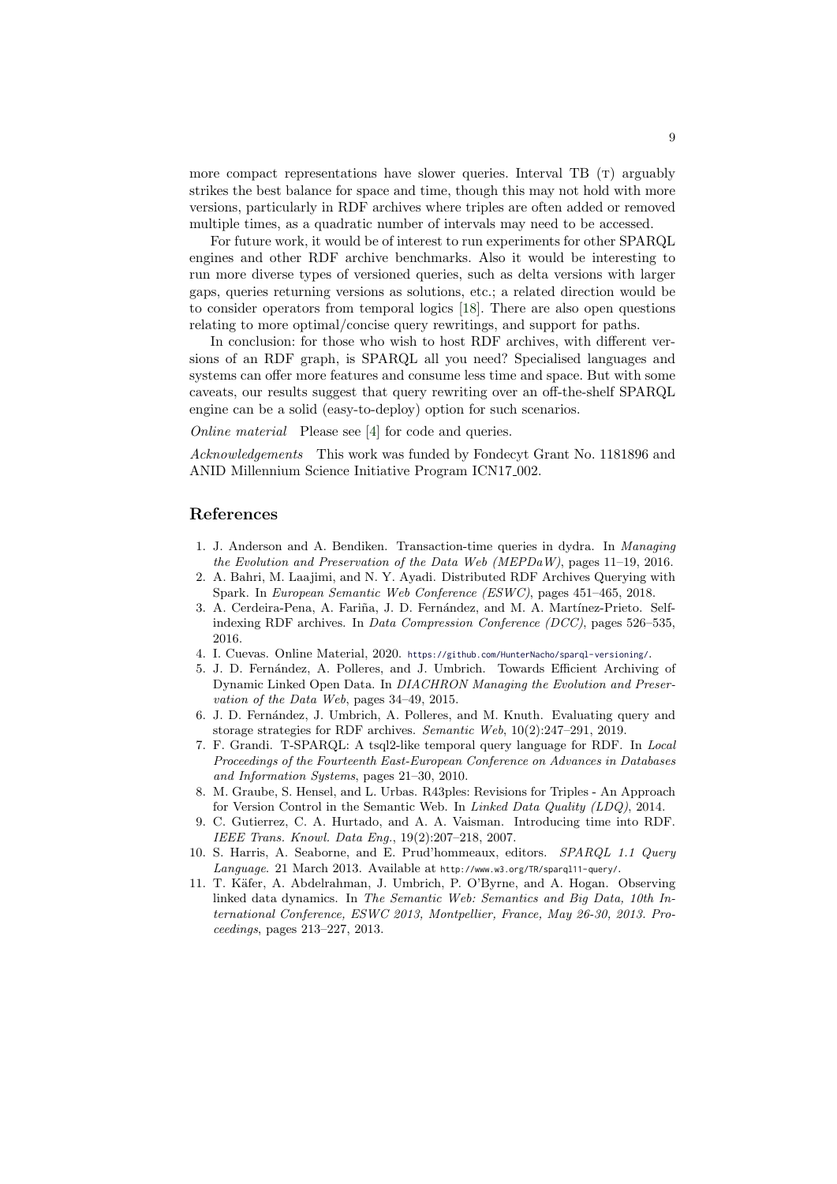more compact representations have slower queries. Interval TB (T) arguably strikes the best balance for space and time, though this may not hold with more versions, particularly in RDF archives where triples are often added or removed multiple times, as a quadratic number of intervals may need to be accessed.

For future work, it would be of interest to run experiments for other SPARQL engines and other RDF archive benchmarks. Also it would be interesting to run more diverse types of versioned queries, such as delta versions with larger gaps, queries returning versions as solutions, etc.; a related direction would be to consider operators from temporal logics [18]. There are also open questions relating to more optimal/concise query rewritings, and support for paths.

In conclusion: for those who wish to host RDF archives, with different versions of an RDF graph, is SPARQL all you need? Specialised languages and systems can offer more features and consume less time and space. But with some caveats, our results suggest that query rewriting over an off-the-shelf SPARQL engine can be a solid (easy-to-deploy) option for such scenarios.

*Online material* Please see [4] for code and queries.

*Acknowledgements* This work was funded by Fondecyt Grant No. 1181896 and ANID Millennium Science Initiative Program ICN17_002.

## References

1. J. Anderson and A. Bendiken. Transaction-time queries in dydra. In *Managing the Evolution and Preservation of the Data Web (MEPDaW)*, pages 11–19, 2016.
2. A. Bahri, M. Laajimi, and N. Y. Ayadi. Distributed RDF Archives Querying with Spark. In *European Semantic Web Conference (ESWC)*, pages 451–465, 2018.
3. A. Cerdeira-Pena, A. Fariña, J. D. Fernández, and M. A. Martínez-Prieto. Self-indexing RDF archives. In *Data Compression Conference (DCC)*, pages 526–535, 2016.
4. I. Cuevas. Online Material, 2020. https://github.com/HunterNacho/sparql-versioning/.
5. J. D. Fernández, A. Polleres, and J. Umbrich. Towards Efficient Archiving of Dynamic Linked Open Data. In *DIACHRON Managing the Evolution and Preservation of the Data Web*, pages 34–49, 2015.
6. J. D. Fernández, J. Umbrich, A. Polleres, and M. Knuth. Evaluating query and storage strategies for RDF archives. *Semantic Web*, 10(2):247–291, 2019.
7. F. Grandi. T-SPARQL: A tsql2-like temporal query language for RDF. In *Local Proceedings of the Fourteenth East-European Conference on Advances in Databases and Information Systems*, pages 21–30, 2010.
8. M. Graube, S. Hensel, and L. Urbas. R43ples: Revisions for Triples - An Approach for Version Control in the Semantic Web. In *Linked Data Quality (LDQ)*, 2014.
9. C. Gutierrez, C. A. Hurtado, and A. A. Vaisman. Introducing time into RDF. *IEEE Trans. Knowl. Data Eng.*, 19(2):207–218, 2007.
10. S. Harris, A. Seaborne, and E. Prud'hommeaux, editors. *SPARQL 1.1 Query Language*. 21 March 2013. Available at http://www.w3.org/TR/sparql11-query/.
11. T. Käfer, A. Abdelrahman, J. Umbrich, P. O'Byrne, and A. Hogan. Observing linked data dynamics. In *The Semantic Web: Semantics and Big Data, 10th International Conference, ESWC 2013, Montpellier, France, May 26-30, 2013. Proceedings*, pages 213–227, 2013.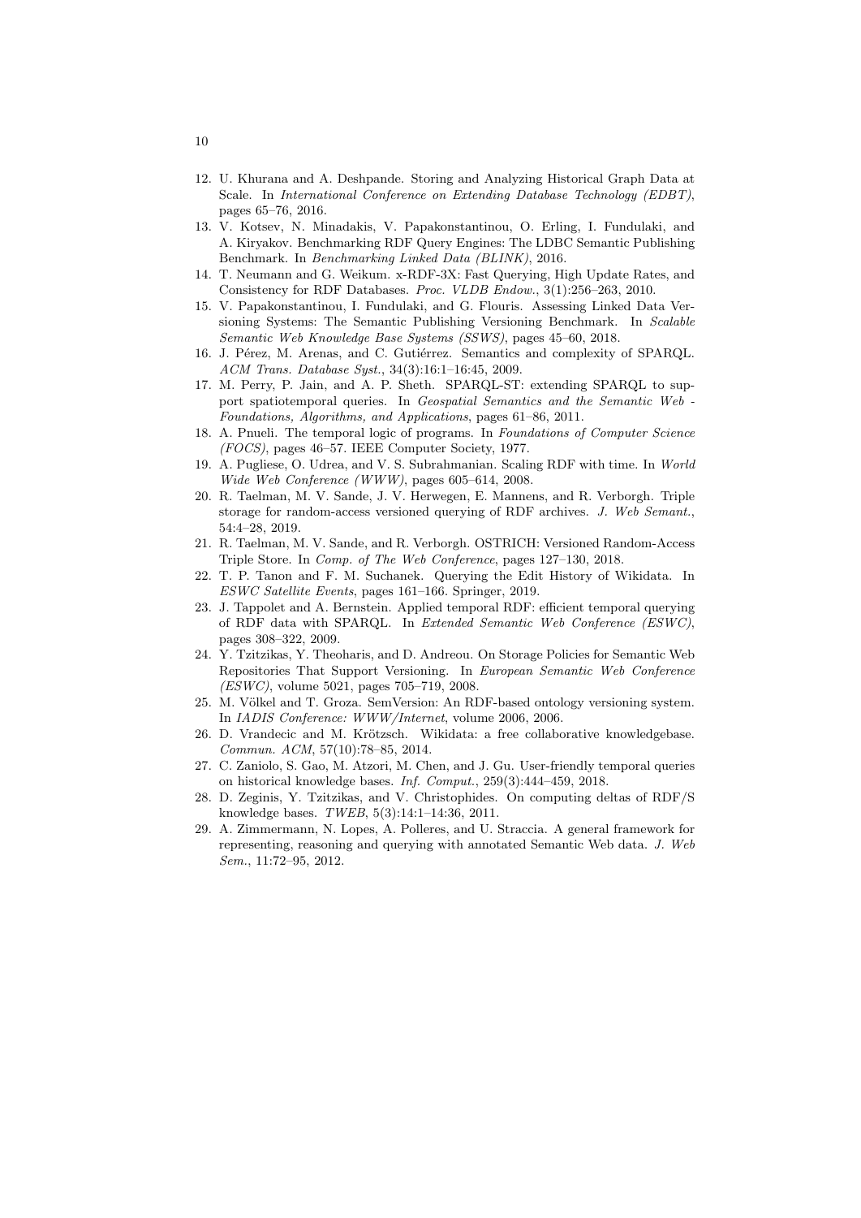12. U. Khurana and A. Deshpande. Storing and Analyzing Historical Graph Data at Scale. In *International Conference on Extending Database Technology (EDBT)*, pages 65–76, 2016.
13. V. Kotsev, N. Minadakis, V. Papakonstantinou, O. Erling, I. Fundulaki, and A. Kiryakov. Benchmarking RDF Query Engines: The LDBC Semantic Publishing Benchmark. In *Benchmarking Linked Data (BLINK)*, 2016.
14. T. Neumann and G. Weikum. x-RDF-3X: Fast Querying, High Update Rates, and Consistency for RDF Databases. *Proc. VLDB Endow.*, 3(1):256–263, 2010.
15. V. Papakonstantinou, I. Fundulaki, and G. Flouris. Assessing Linked Data Versioning Systems: The Semantic Publishing Versioning Benchmark. In *Scalable Semantic Web Knowledge Base Systems (SSWS)*, pages 45–60, 2018.
16. J. Pérez, M. Arenas, and C. Gutiérrez. Semantics and complexity of SPARQL. *ACM Trans. Database Syst.*, 34(3):16:1–16:45, 2009.
17. M. Perry, P. Jain, and A. P. Sheth. SPARQL-ST: extending SPARQL to support spatiotemporal queries. In *Geospatial Semantics and the Semantic Web - Foundations, Algorithms, and Applications*, pages 61–86, 2011.
18. A. Pnueli. The temporal logic of programs. In *Foundations of Computer Science (FOCS)*, pages 46–57. IEEE Computer Society, 1977.
19. A. Pugliese, O. Udrea, and V. S. Subrahmanian. Scaling RDF with time. In *World Wide Web Conference (WWW)*, pages 605–614, 2008.
20. R. Taelman, M. V. Sande, J. V. Herwegen, E. Mannens, and R. Verborgh. Triple storage for random-access versioned querying of RDF archives. *J. Web Semant.*, 54:4–28, 2019.
21. R. Taelman, M. V. Sande, and R. Verborgh. OSTRICH: Versioned Random-Access Triple Store. In *Comp. of The Web Conference*, pages 127–130, 2018.
22. T. P. Tanon and F. M. Suchanek. Querying the Edit History of Wikidata. In *ESWC Satellite Events*, pages 161–166. Springer, 2019.
23. J. Tappolet and A. Bernstein. Applied temporal RDF: efficient temporal querying of RDF data with SPARQL. In *Extended Semantic Web Conference (ESWC)*, pages 308–322, 2009.
24. Y. Tzitzikas, Y. Theoharis, and D. Andreou. On Storage Policies for Semantic Web Repositories That Support Versioning. In *European Semantic Web Conference (ESWC)*, volume 5021, pages 705–719, 2008.
25. M. Völkel and T. Groza. SemVersion: An RDF-based ontology versioning system. In *IADIS Conference: WWW/Internet*, volume 2006, 2006.
26. D. Vrandecic and M. Krötzsch. Wikidata: a free collaborative knowledgebase. *Commun. ACM*, 57(10):78–85, 2014.
27. C. Zaniolo, S. Gao, M. Atzori, M. Chen, and J. Gu. User-friendly temporal queries on historical knowledge bases. *Inf. Comput.*, 259(3):444–459, 2018.
28. D. Zeginis, Y. Tzitzikas, and V. Christophides. On computing deltas of RDF/S knowledge bases. *TWEB*, 5(3):14:1–14:36, 2011.
29. A. Zimmermann, N. Lopes, A. Polleres, and U. Straccia. A general framework for representing, reasoning and querying with annotated Semantic Web data. *J. Web Sem.*, 11:72–95, 2012.